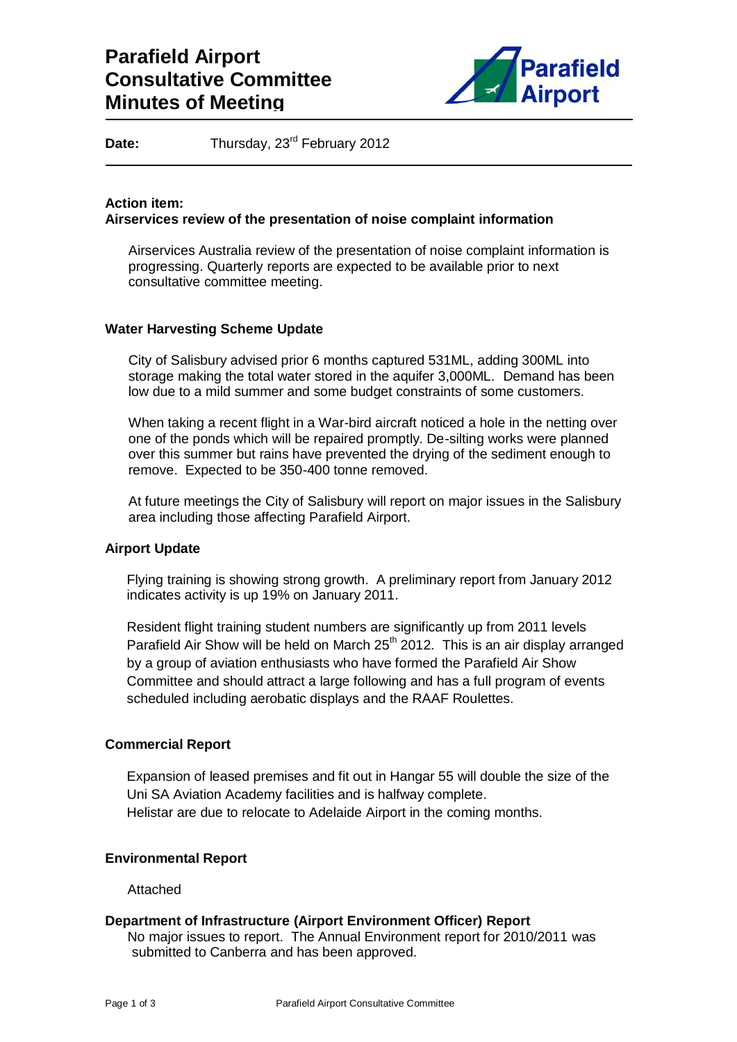# Parafield Airport Consultative Committee Minutes of Meeting

**Date:** Thursday, 23rd February 2012

**Action item:**
**Airservices review of the presentation of noise complaint information**

Airservices Australia review of the presentation of noise complaint information is progressing. Quarterly reports are expected to be available prior to next consultative committee meeting.

**Water Harvesting Scheme Update**

City of Salisbury advised prior 6 months captured 531ML, adding 300ML into storage making the total water stored in the aquifer 3,000ML. Demand has been low due to a mild summer and some budget constraints of some customers.

When taking a recent flight in a War-bird aircraft noticed a hole in the netting over one of the ponds which will be repaired promptly. De-silting works were planned over this summer but rains have prevented the drying of the sediment enough to remove. Expected to be 350-400 tonne removed.

At future meetings the City of Salisbury will report on major issues in the Salisbury area including those affecting Parafield Airport.

**Airport Update**

Flying training is showing strong growth. A preliminary report from January 2012 indicates activity is up 19% on January 2011.

Resident flight training student numbers are significantly up from 2011 levels Parafield Air Show will be held on March 25th 2012. This is an air display arranged by a group of aviation enthusiasts who have formed the Parafield Air Show Committee and should attract a large following and has a full program of events scheduled including aerobatic displays and the RAAF Roulettes.

**Commercial Report**

Expansion of leased premises and fit out in Hangar 55 will double the size of the Uni SA Aviation Academy facilities and is halfway complete.
Helistar are due to relocate to Adelaide Airport in the coming months.

**Environmental Report**

Attached

**Department of Infrastructure (Airport Environment Officer) Report**

No major issues to report. The Annual Environment report for 2010/2011 was submitted to Canberra and has been approved.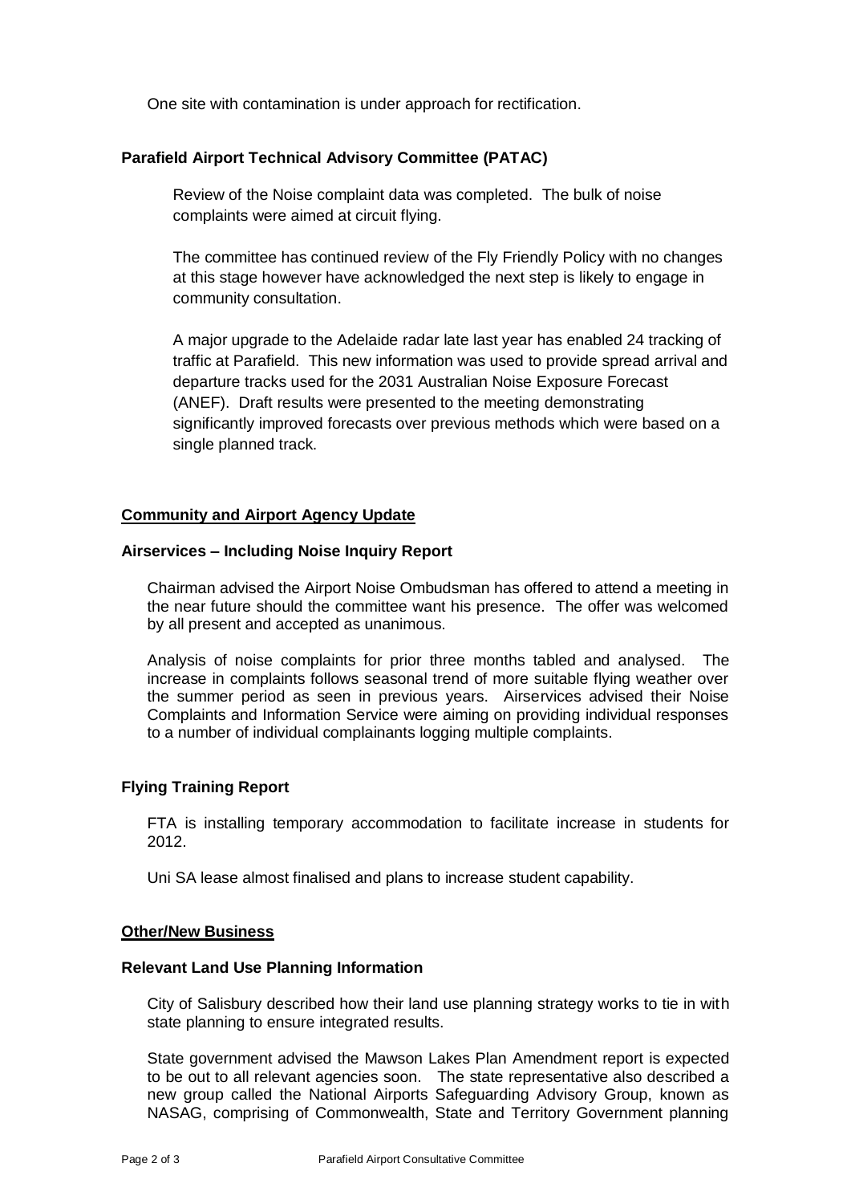One site with contamination is under approach for rectification.

**Parafield Airport Technical Advisory Committee (PATAC)**

Review of the Noise complaint data was completed. The bulk of noise complaints were aimed at circuit flying.

The committee has continued review of the Fly Friendly Policy with no changes at this stage however have acknowledged the next step is likely to engage in community consultation.

A major upgrade to the Adelaide radar late last year has enabled 24 tracking of traffic at Parafield. This new information was used to provide spread arrival and departure tracks used for the 2031 Australian Noise Exposure Forecast (ANEF). Draft results were presented to the meeting demonstrating significantly improved forecasts over previous methods which were based on a single planned track.

**Community and Airport Agency Update**

**Airservices – Including Noise Inquiry Report**

Chairman advised the Airport Noise Ombudsman has offered to attend a meeting in the near future should the committee want his presence. The offer was welcomed by all present and accepted as unanimous.

Analysis of noise complaints for prior three months tabled and analysed. The increase in complaints follows seasonal trend of more suitable flying weather over the summer period as seen in previous years. Airservices advised their Noise Complaints and Information Service were aiming on providing individual responses to a number of individual complainants logging multiple complaints.

**Flying Training Report**

FTA is installing temporary accommodation to facilitate increase in students for 2012.

Uni SA lease almost finalised and plans to increase student capability.

**Other/New Business**

**Relevant Land Use Planning Information**

City of Salisbury described how their land use planning strategy works to tie in with state planning to ensure integrated results.

State government advised the Mawson Lakes Plan Amendment report is expected to be out to all relevant agencies soon. The state representative also described a new group called the National Airports Safeguarding Advisory Group, known as NASAG, comprising of Commonwealth, State and Territory Government planning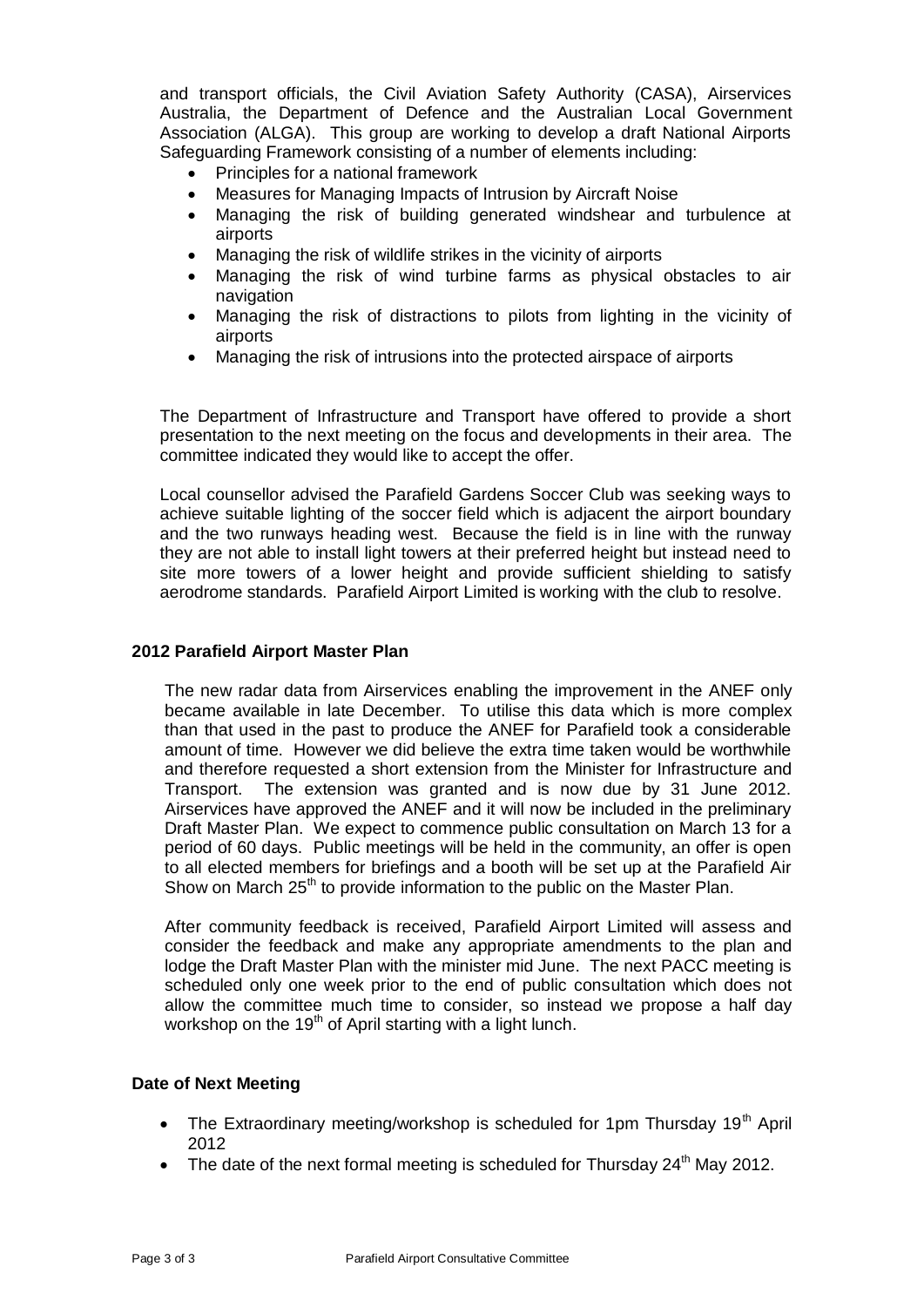and transport officials, the Civil Aviation Safety Authority (CASA), Airservices Australia, the Department of Defence and the Australian Local Government Association (ALGA). This group are working to develop a draft National Airports Safeguarding Framework consisting of a number of elements including:

- Principles for a national framework
- Measures for Managing Impacts of Intrusion by Aircraft Noise
- Managing the risk of building generated windshear and turbulence at airports
- Managing the risk of wildlife strikes in the vicinity of airports
- Managing the risk of wind turbine farms as physical obstacles to air navigation
- Managing the risk of distractions to pilots from lighting in the vicinity of airports
- Managing the risk of intrusions into the protected airspace of airports

The Department of Infrastructure and Transport have offered to provide a short presentation to the next meeting on the focus and developments in their area. The committee indicated they would like to accept the offer.

Local counsellor advised the Parafield Gardens Soccer Club was seeking ways to achieve suitable lighting of the soccer field which is adjacent the airport boundary and the two runways heading west. Because the field is in line with the runway they are not able to install light towers at their preferred height but instead need to site more towers of a lower height and provide sufficient shielding to satisfy aerodrome standards. Parafield Airport Limited is working with the club to resolve.

**2012 Parafield Airport Master Plan**

The new radar data from Airservices enabling the improvement in the ANEF only became available in late December. To utilise this data which is more complex than that used in the past to produce the ANEF for Parafield took a considerable amount of time. However we did believe the extra time taken would be worthwhile and therefore requested a short extension from the Minister for Infrastructure and Transport. The extension was granted and is now due by 31 June 2012. Airservices have approved the ANEF and it will now be included in the preliminary Draft Master Plan. We expect to commence public consultation on March 13 for a period of 60 days. Public meetings will be held in the community, an offer is open to all elected members for briefings and a booth will be set up at the Parafield Air Show on March 25th to provide information to the public on the Master Plan.

After community feedback is received, Parafield Airport Limited will assess and consider the feedback and make any appropriate amendments to the plan and lodge the Draft Master Plan with the minister mid June. The next PACC meeting is scheduled only one week prior to the end of public consultation which does not allow the committee much time to consider, so instead we propose a half day workshop on the 19th of April starting with a light lunch.

**Date of Next Meeting**

- The Extraordinary meeting/workshop is scheduled for 1pm Thursday 19th April 2012
- The date of the next formal meeting is scheduled for Thursday 24th May 2012.